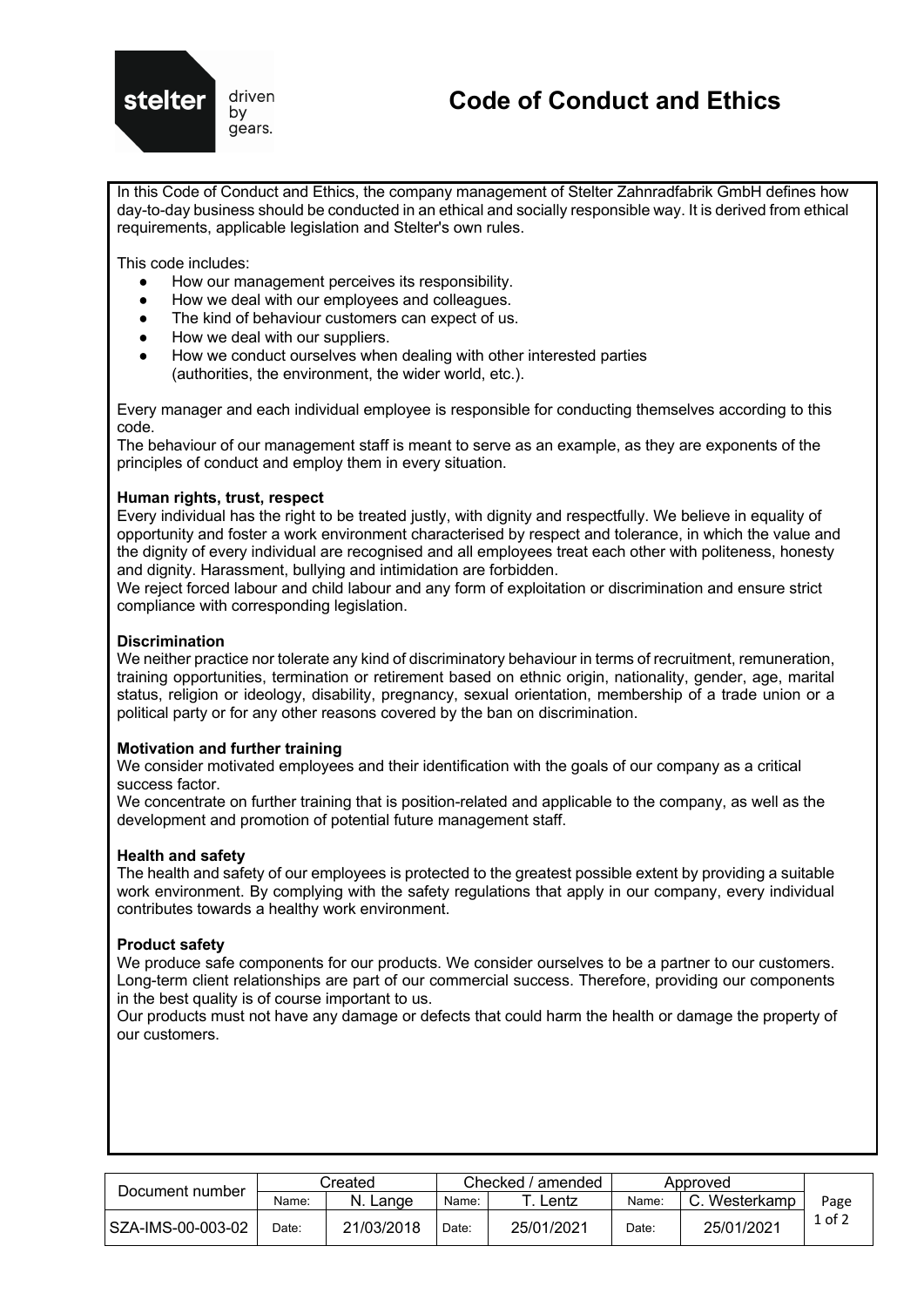# Code of Conduct and Ethics

In this Code of Conduct and Ethics, the company management of Stelter Zahnradfabrik GmbH defines how day-to-day business should be conducted in an ethical and socially responsible way. It is derived from ethical requirements, applicable legislation and Stelter's own rules.

This code includes:

- How our management perceives its responsibility.
- How we deal with our employees and colleagues.
- The kind of behaviour customers can expect of us.
- How we deal with our suppliers.
- How we conduct ourselves when dealing with other interested parties (authorities, the environment, the wider world, etc.).

Every manager and each individual employee is responsible for conducting themselves according to this code.
The behaviour of our management staff is meant to serve as an example, as they are exponents of the principles of conduct and employ them in every situation.

### Human rights, trust, respect

Every individual has the right to be treated justly, with dignity and respectfully. We believe in equality of opportunity and foster a work environment characterised by respect and tolerance, in which the value and the dignity of every individual are recognised and all employees treat each other with politeness, honesty and dignity. Harassment, bullying and intimidation are forbidden.
We reject forced labour and child labour and any form of exploitation or discrimination and ensure strict compliance with corresponding legislation.

### Discrimination

We neither practice nor tolerate any kind of discriminatory behaviour in terms of recruitment, remuneration, training opportunities, termination or retirement based on ethnic origin, nationality, gender, age, marital status, religion or ideology, disability, pregnancy, sexual orientation, membership of a trade union or a political party or for any other reasons covered by the ban on discrimination.

### Motivation and further training

We consider motivated employees and their identification with the goals of our company as a critical success factor.
We concentrate on further training that is position-related and applicable to the company, as well as the development and promotion of potential future management staff.

### Health and safety

The health and safety of our employees is protected to the greatest possible extent by providing a suitable work environment. By complying with the safety regulations that apply in our company, every individual contributes towards a healthy work environment.

### Product safety

We produce safe components for our products. We consider ourselves to be a partner to our customers. Long-term client relationships are part of our commercial success. Therefore, providing our components in the best quality is of course important to us.
Our products must not have any damage or defects that could harm the health or damage the property of our customers.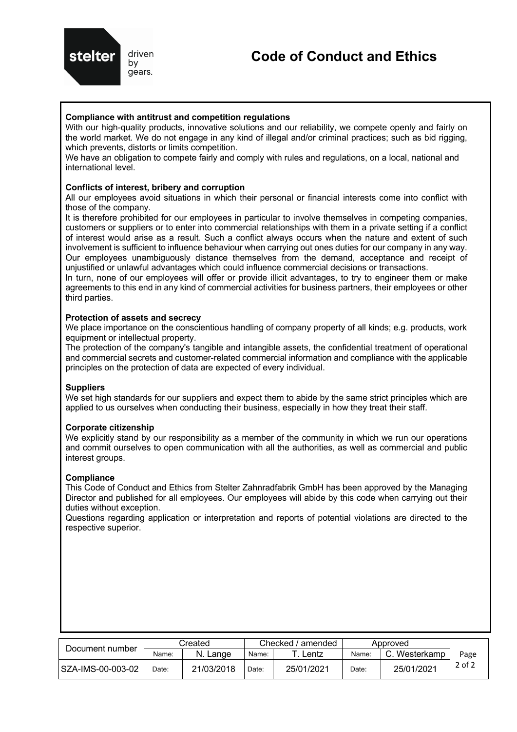**Compliance with antitrust and competition regulations**

With our high-quality products, innovative solutions and our reliability, we compete openly and fairly on the world market. We do not engage in any kind of illegal and/or criminal practices; such as bid rigging, which prevents, distorts or limits competition.

We have an obligation to compete fairly and comply with rules and regulations, on a local, national and international level.

**Conflicts of interest, bribery and corruption**

All our employees avoid situations in which their personal or financial interests come into conflict with those of the company.

It is therefore prohibited for our employees in particular to involve themselves in competing companies, customers or suppliers or to enter into commercial relationships with them in a private setting if a conflict of interest would arise as a result. Such a conflict always occurs when the nature and extent of such involvement is sufficient to influence behaviour when carrying out ones duties for our company in any way.

Our employees unambiguously distance themselves from the demand, acceptance and receipt of unjustified or unlawful advantages which could influence commercial decisions or transactions.

In turn, none of our employees will offer or provide illicit advantages, to try to engineer them or make agreements to this end in any kind of commercial activities for business partners, their employees or other third parties.

**Protection of assets and secrecy**

We place importance on the conscientious handling of company property of all kinds; e.g. products, work equipment or intellectual property.

The protection of the company's tangible and intangible assets, the confidential treatment of operational and commercial secrets and customer-related commercial information and compliance with the applicable principles on the protection of data are expected of every individual.

**Suppliers**

We set high standards for our suppliers and expect them to abide by the same strict principles which are applied to us ourselves when conducting their business, especially in how they treat their staff.

**Corporate citizenship**

We explicitly stand by our responsibility as a member of the community in which we run our operations and commit ourselves to open communication with all the authorities, as well as commercial and public interest groups.

**Compliance**

This Code of Conduct and Ethics from Stelter Zahnradfabrik GmbH has been approved by the Managing Director and published for all employees. Our employees will abide by this code when carrying out their duties without exception.

Questions regarding application or interpretation and reports of potential violations are directed to the respective superior.

| Document number | Created | | Checked / amended | | Approved | | Page |
|---|---|---|---|---|---|---|---|
| | Name: | N. Lange | Name: | T. Lentz | Name: | C. Westerkamp | |
| SZA-IMS-00-003-02 | Date: | 21/03/2018 | Date: | 25/01/2021 | Date: | 25/01/2021 | 2 of 2 |